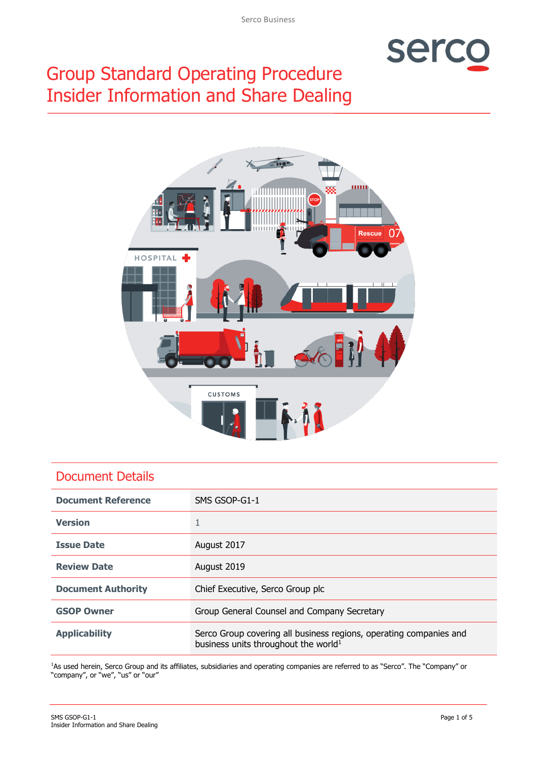# Group Standard Operating Procedure
# Insider Information and Share Dealing

## Document Details

| | |
|---|---|
| **Document Reference** | SMS GSOP-G1-1 |
| **Version** | 1 |
| **Issue Date** | August 2017 |
| **Review Date** | August 2019 |
| **Document Authority** | Chief Executive, Serco Group plc |
| **GSOP Owner** | Group General Counsel and Company Secretary |
| **Applicability** | Serco Group covering all business regions, operating companies and business units throughout the world[1] |

[1]As used herein, Serco Group and its affiliates, subsidiaries and operating companies are referred to as "Serco". The "Company" or "company", or "we", "us" or "our"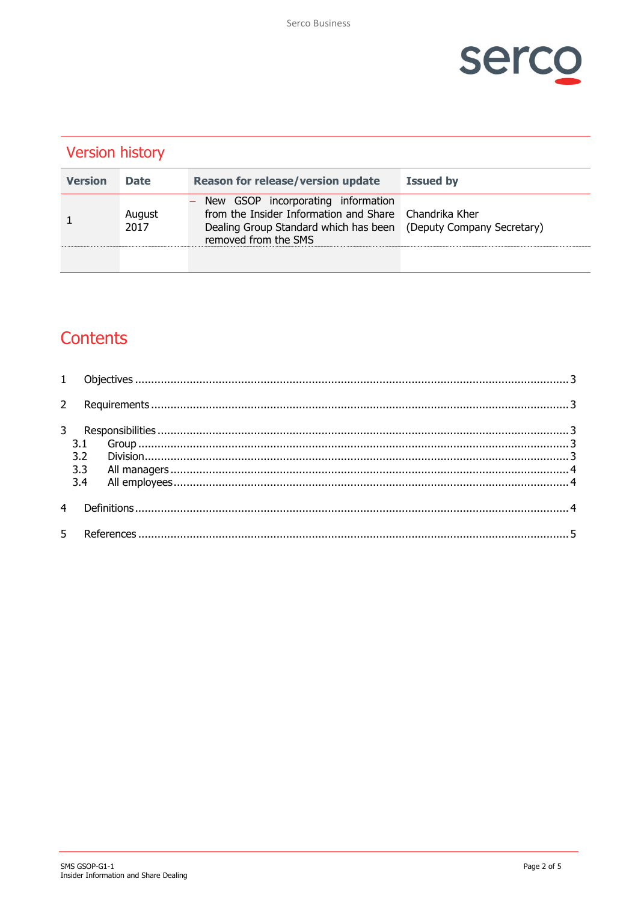## Version history

| Version | Date | Reason for release/version update | Issued by |
|---|---|---|---|
| 1 | August 2017 | – New GSOP incorporating information from the Insider Information and Share Dealing Group Standard which has been removed from the SMS | Chandrika Kher (Deputy Company Secretary) |
| | | | |

## Contents

1 Objectives .......... 3

2 Requirements .......... 3

3 Responsibilities .......... 3
- 3.1 Group .......... 3
- 3.2 Division .......... 3
- 3.3 All managers .......... 4
- 3.4 All employees .......... 4

4 Definitions .......... 4

5 References .......... 5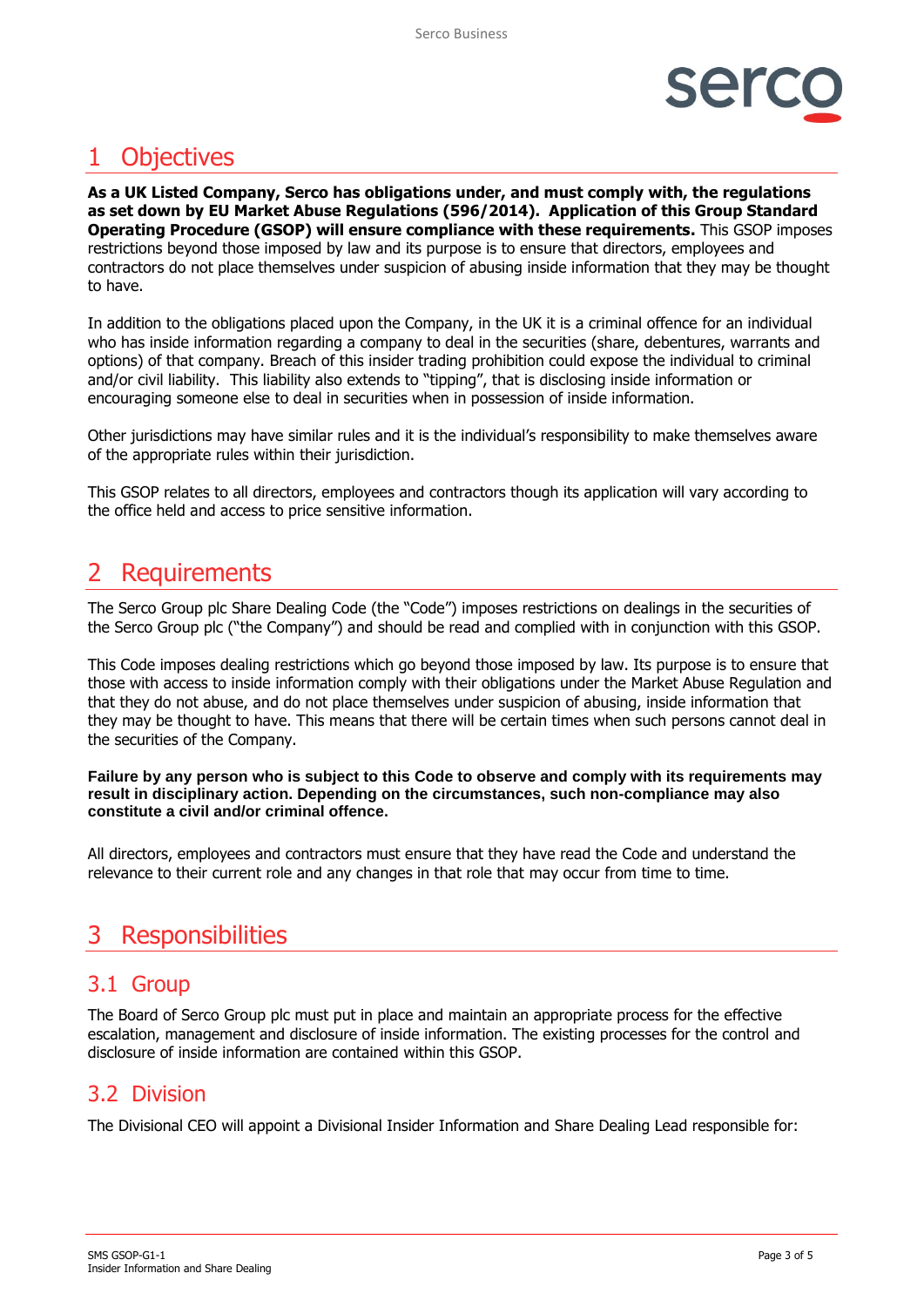# 1 Objectives

**As a UK Listed Company, Serco has obligations under, and must comply with, the regulations as set down by EU Market Abuse Regulations (596/2014). Application of this Group Standard Operating Procedure (GSOP) will ensure compliance with these requirements.** This GSOP imposes restrictions beyond those imposed by law and its purpose is to ensure that directors, employees and contractors do not place themselves under suspicion of abusing inside information that they may be thought to have.

In addition to the obligations placed upon the Company, in the UK it is a criminal offence for an individual who has inside information regarding a company to deal in the securities (share, debentures, warrants and options) of that company. Breach of this insider trading prohibition could expose the individual to criminal and/or civil liability. This liability also extends to "tipping", that is disclosing inside information or encouraging someone else to deal in securities when in possession of inside information.

Other jurisdictions may have similar rules and it is the individual's responsibility to make themselves aware of the appropriate rules within their jurisdiction.

This GSOP relates to all directors, employees and contractors though its application will vary according to the office held and access to price sensitive information.

# 2 Requirements

The Serco Group plc Share Dealing Code (the "Code") imposes restrictions on dealings in the securities of the Serco Group plc ("the Company") and should be read and complied with in conjunction with this GSOP.

This Code imposes dealing restrictions which go beyond those imposed by law. Its purpose is to ensure that those with access to inside information comply with their obligations under the Market Abuse Regulation and that they do not abuse, and do not place themselves under suspicion of abusing, inside information that they may be thought to have. This means that there will be certain times when such persons cannot deal in the securities of the Company.

**Failure by any person who is subject to this Code to observe and comply with its requirements may result in disciplinary action. Depending on the circumstances, such non-compliance may also constitute a civil and/or criminal offence.**

All directors, employees and contractors must ensure that they have read the Code and understand the relevance to their current role and any changes in that role that may occur from time to time.

# 3 Responsibilities

## 3.1 Group

The Board of Serco Group plc must put in place and maintain an appropriate process for the effective escalation, management and disclosure of inside information. The existing processes for the control and disclosure of inside information are contained within this GSOP.

## 3.2 Division

The Divisional CEO will appoint a Divisional Insider Information and Share Dealing Lead responsible for: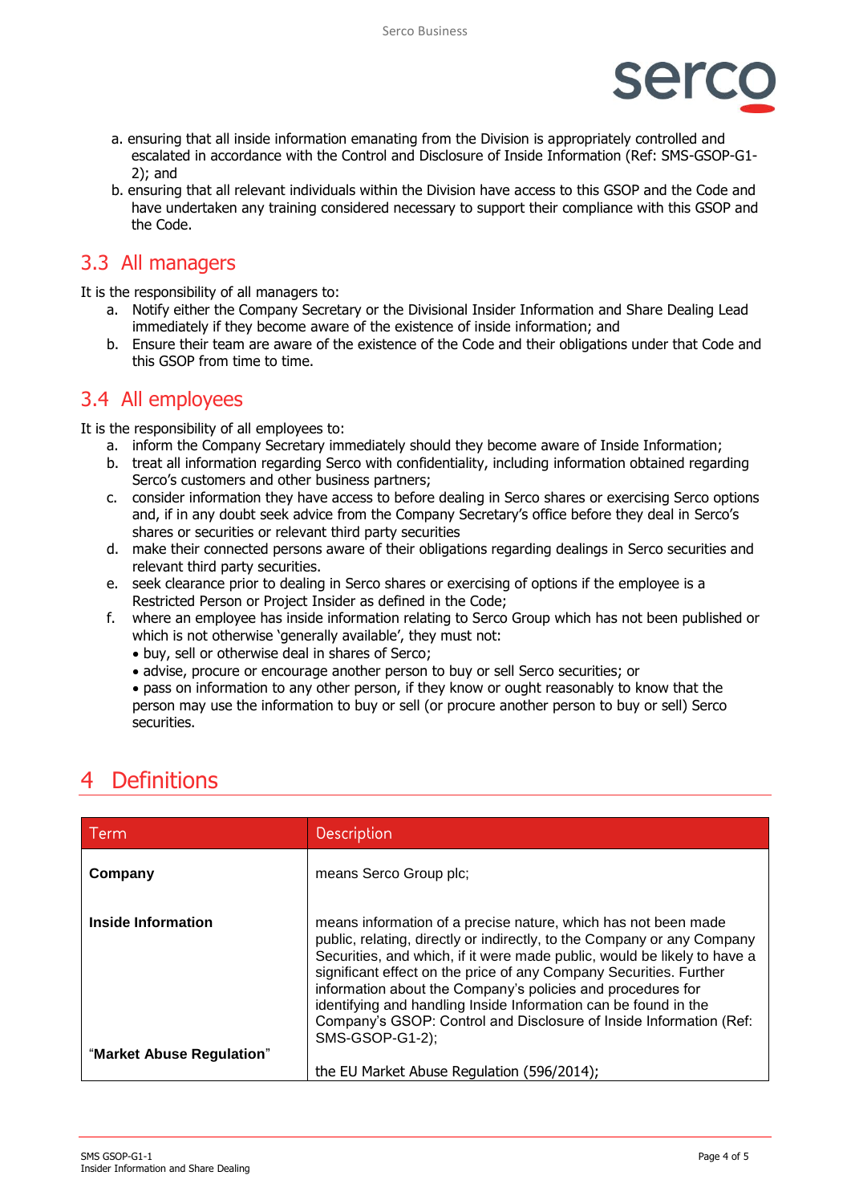a. ensuring that all inside information emanating from the Division is appropriately controlled and escalated in accordance with the Control and Disclosure of Inside Information (Ref: SMS-GSOP-G1-2); and
b. ensuring that all relevant individuals within the Division have access to this GSOP and the Code and have undertaken any training considered necessary to support their compliance with this GSOP and the Code.

## 3.3 All managers

It is the responsibility of all managers to:

a. Notify either the Company Secretary or the Divisional Insider Information and Share Dealing Lead immediately if they become aware of the existence of inside information; and
b. Ensure their team are aware of the existence of the Code and their obligations under that Code and this GSOP from time to time.

## 3.4 All employees

It is the responsibility of all employees to:

a. inform the Company Secretary immediately should they become aware of Inside Information;
b. treat all information regarding Serco with confidentiality, including information obtained regarding Serco's customers and other business partners;
c. consider information they have access to before dealing in Serco shares or exercising Serco options and, if in any doubt seek advice from the Company Secretary's office before they deal in Serco's shares or securities or relevant third party securities
d. make their connected persons aware of their obligations regarding dealings in Serco securities and relevant third party securities.
e. seek clearance prior to dealing in Serco shares or exercising of options if the employee is a Restricted Person or Project Insider as defined in the Code;
f. where an employee has inside information relating to Serco Group which has not been published or which is not otherwise 'generally available', they must not:
   - buy, sell or otherwise deal in shares of Serco;
   - advise, procure or encourage another person to buy or sell Serco securities; or
   - pass on information to any other person, if they know or ought reasonably to know that the person may use the information to buy or sell (or procure another person to buy or sell) Serco securities.

# 4 Definitions

| Term | Description |
|---|---|
| **Company** | means Serco Group plc; |
| **Inside Information** | means information of a precise nature, which has not been made public, relating, directly or indirectly, to the Company or any Company Securities, and which, if it were made public, would be likely to have a significant effect on the price of any Company Securities. Further information about the Company's policies and procedures for identifying and handling Inside Information can be found in the Company's GSOP: Control and Disclosure of Inside Information (Ref: SMS-GSOP-G1-2); |
| "**Market Abuse Regulation**" | the EU Market Abuse Regulation (596/2014); |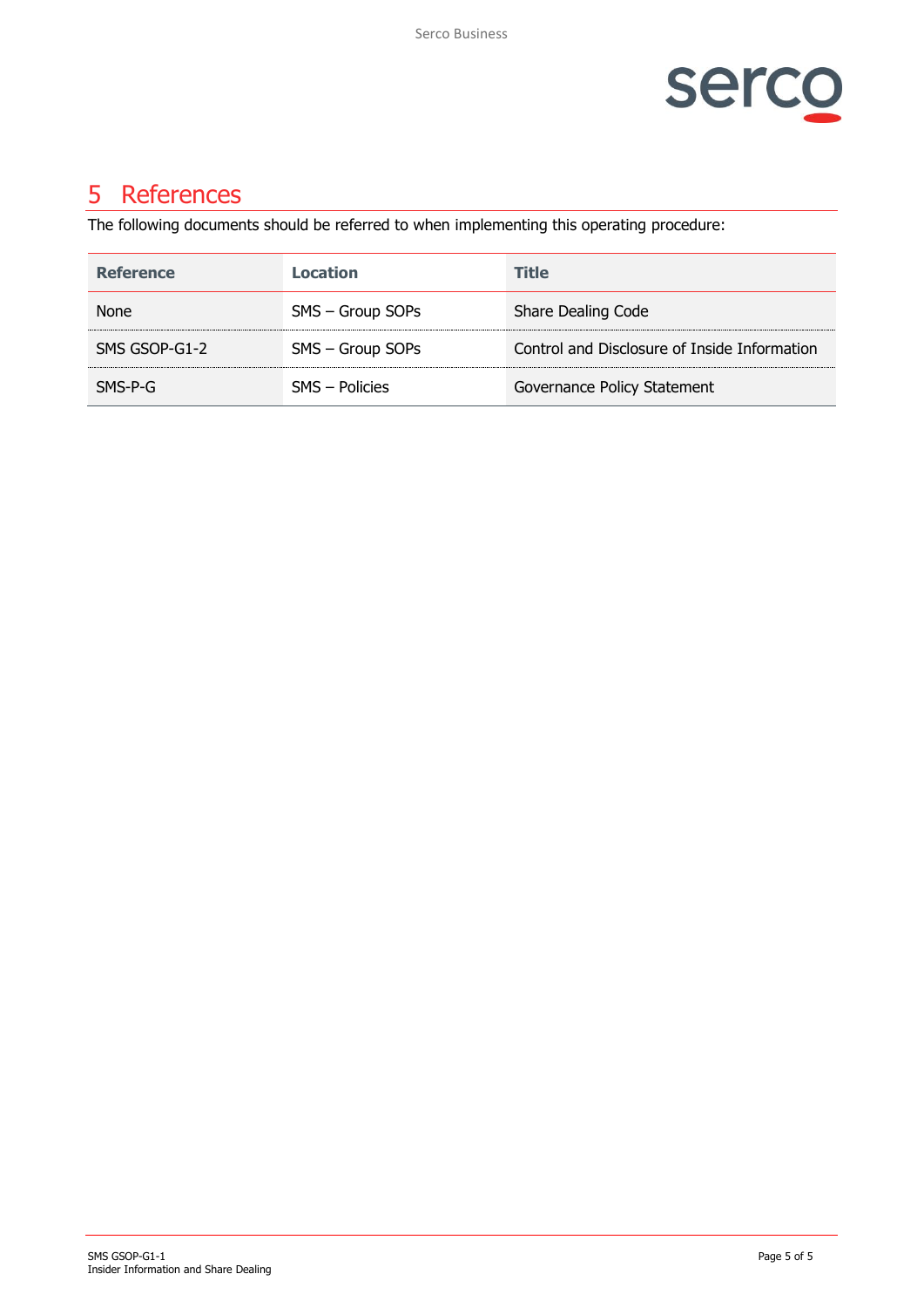# 5 References

The following documents should be referred to when implementing this operating procedure:

| Reference | Location | Title |
|---|---|---|
| None | SMS – Group SOPs | Share Dealing Code |
| SMS GSOP-G1-2 | SMS – Group SOPs | Control and Disclosure of Inside Information |
| SMS-P-G | SMS – Policies | Governance Policy Statement |